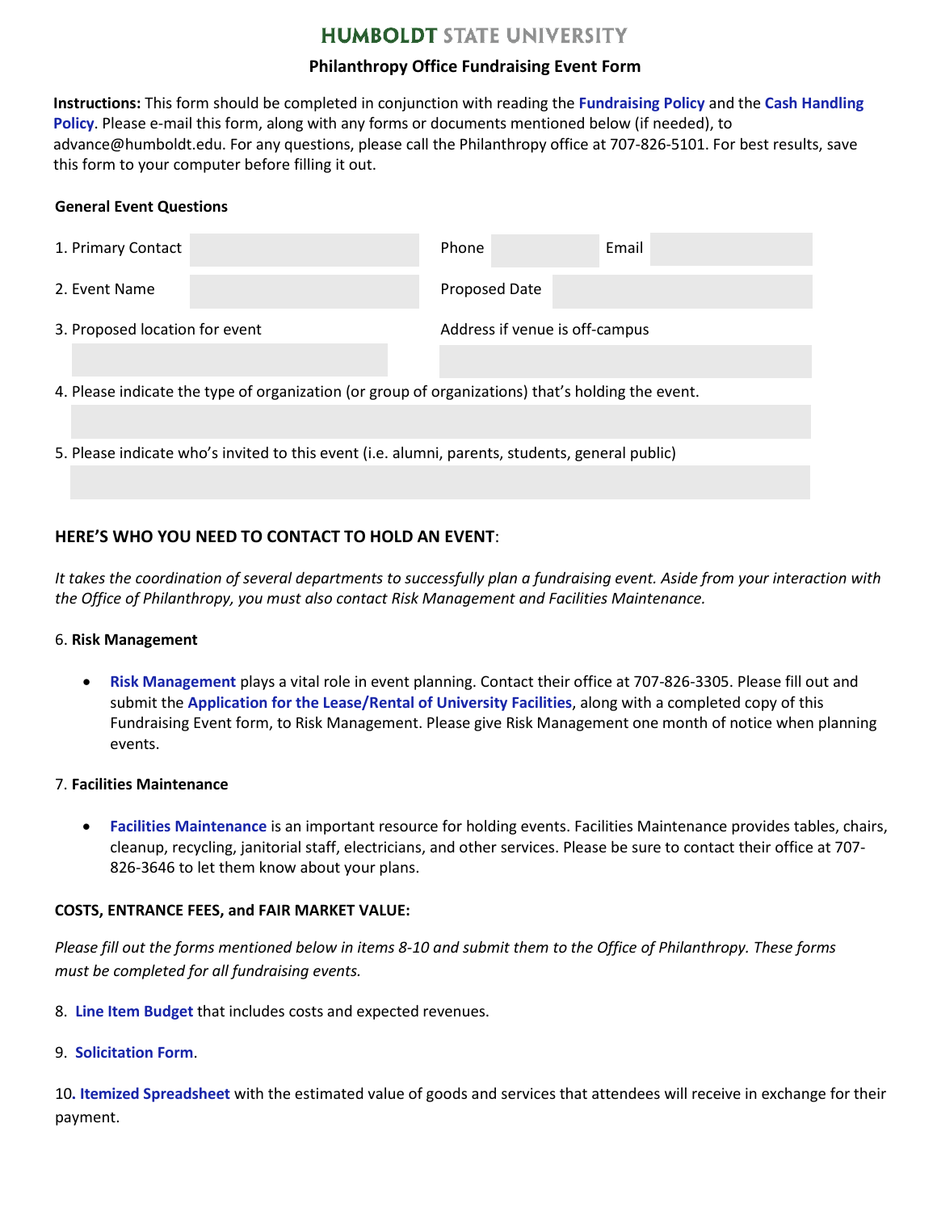# HUMBOLDT STATE UNIVERSITY

## Philanthropy Office Fundraising Event Form

**Instructions:** This form should be completed in conjunction with reading the **Fundraising Policy** and the **Cash Handling Policy**. Please e-mail this form, along with any forms or documents mentioned below (if needed), to advance@humboldt.edu. For any questions, please call the Philanthropy office at 707-826-5101. For best results, save this form to your computer before filling it out.

### General Event Questions

1. Primary Contact ______ Phone ______ Email ______

2. Event Name ______ Proposed Date ______

3. Proposed location for event ______ Address if venue is off-campus ______

4. Please indicate the type of organization (or group of organizations) that's holding the event.

5. Please indicate who's invited to this event (i.e. alumni, parents, students, general public)

### HERE'S WHO YOU NEED TO CONTACT TO HOLD AN EVENT:

*It takes the coordination of several departments to successfully plan a fundraising event. Aside from your interaction with the Office of Philanthropy, you must also contact Risk Management and Facilities Maintenance.*

6. **Risk Management**

- **Risk Management** plays a vital role in event planning. Contact their office at 707-826-3305. Please fill out and submit the **Application for the Lease/Rental of University Facilities**, along with a completed copy of this Fundraising Event form, to Risk Management. Please give Risk Management one month of notice when planning events.

7. **Facilities Maintenance**

- **Facilities Maintenance** is an important resource for holding events. Facilities Maintenance provides tables, chairs, cleanup, recycling, janitorial staff, electricians, and other services. Please be sure to contact their office at 707-826-3646 to let them know about your plans.

**COSTS, ENTRANCE FEES, and FAIR MARKET VALUE:**

*Please fill out the forms mentioned below in items 8-10 and submit them to the Office of Philanthropy. These forms must be completed for all fundraising events.*

8. **Line Item Budget** that includes costs and expected revenues.

9. **Solicitation Form**.

10. **Itemized Spreadsheet** with the estimated value of goods and services that attendees will receive in exchange for their payment.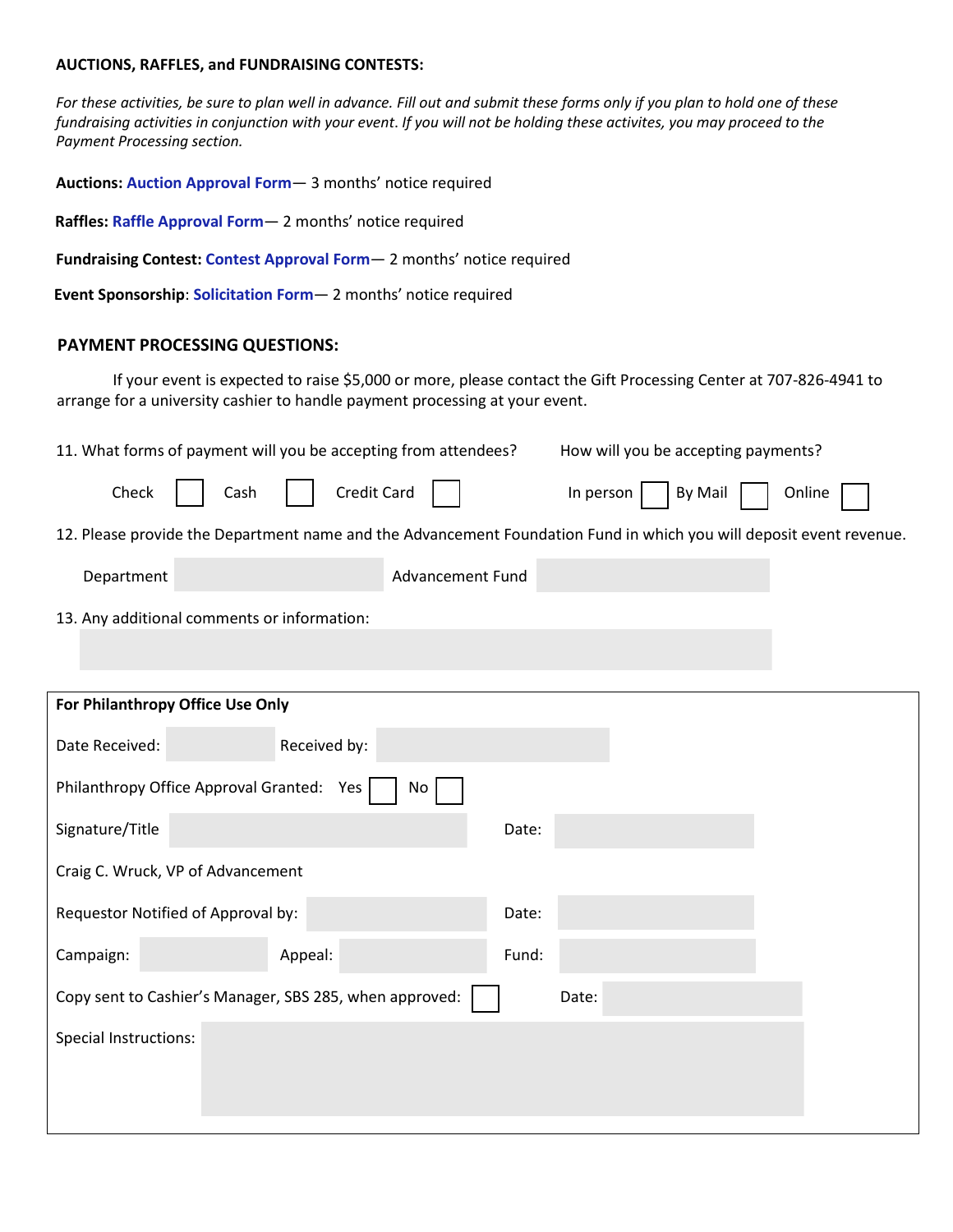**AUCTIONS, RAFFLES, and FUNDRAISING CONTESTS:**

*For these activities, be sure to plan well in advance. Fill out and submit these forms only if you plan to hold one of these fundraising activities in conjunction with your event. If you will not be holding these activites, you may proceed to the Payment Processing section.*

**Auctions:** Auction Approval Form— 3 months' notice required

**Raffles:** Raffle Approval Form— 2 months' notice required

**Fundraising Contest:** Contest Approval Form— 2 months' notice required

**Event Sponsorship**: Solicitation Form— 2 months' notice required

**PAYMENT PROCESSING QUESTIONS:**

If your event is expected to raise $5,000 or more, please contact the Gift Processing Center at 707-826-4941 to arrange for a university cashier to handle payment processing at your event.

11. What forms of payment will you be accepting from attendees?

Check ☐ Cash ☐ Credit Card ☐

How will you be accepting payments?

In person ☐ By Mail ☐ Online ☐

12. Please provide the Department name and the Advancement Foundation Fund in which you will deposit event revenue.

Department ______ Advancement Fund ______

13. Any additional comments or information:

______

**For Philanthropy Office Use Only**

Date Received: ______ Received by: ______

Philanthropy Office Approval Granted: Yes ☐ No ☐

Signature/Title ______ Date: ______

Craig C. Wruck, VP of Advancement

Requestor Notified of Approval by: ______ Date: ______

Campaign: ______ Appeal: ______ Fund: ______

Copy sent to Cashier's Manager, SBS 285, when approved: ☐ Date: ______

Special Instructions: ______